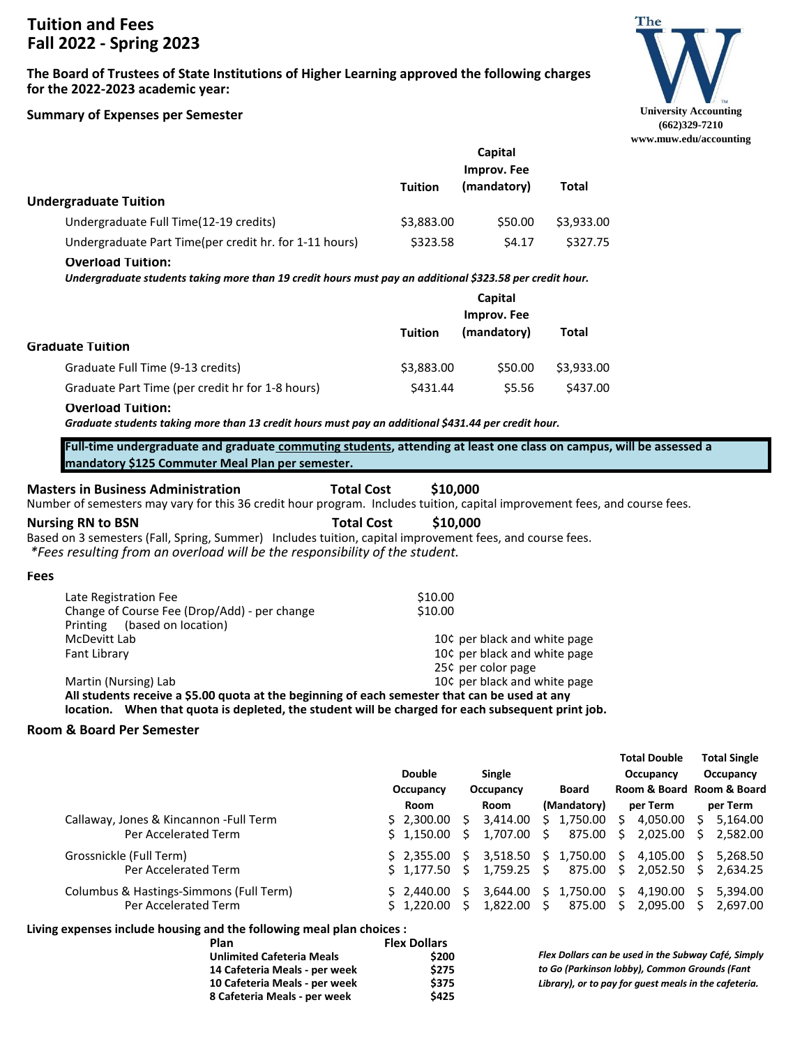# Tuition and Fees
# Fall 2022 - Spring 2023

**The Board of Trustees of State Institutions of Higher Learning approved the following charges for the 2022-2023 academic year:**

The W
University Accounting
(662)329-7210
www.muw.edu/accounting

## Summary of Expenses per Semester

| Undergraduate Tuition | Tuition | Capital Improv. Fee (mandatory) | Total |
|---|---|---|---|
| Undergraduate Full Time(12-19 credits) | $3,883.00 | $50.00 | $3,933.00 |
| Undergraduate Part Time(per credit hr. for 1-11 hours) | $323.58 | $4.17 | $327.75 |

**Overload Tuition:**

***Undergraduate students taking more than 19 credit hours must pay an additional $323.58 per credit hour.***

| Graduate Tuition | Tuition | Capital Improv. Fee (mandatory) | Total |
|---|---|---|---|
| Graduate Full Time (9-13 credits) | $3,883.00 | $50.00 | $3,933.00 |
| Graduate Part Time (per credit hr for 1-8 hours) | $431.44 | $5.56 | $437.00 |

**Overload Tuition:**

***Graduate students taking more than 13 credit hours must pay an additional $431.44 per credit hour.***

**Full-time undergraduate and graduate commuting students, attending at least one class on campus, will be assessed a mandatory $125 Commuter Meal Plan per semester.**

**Masters in Business Administration** **Total Cost** **$10,000**

Number of semesters may vary for this 36 credit hour program. Includes tuition, capital improvement fees, and course fees.

**Nursing RN to BSN** **Total Cost** **$10,000**

Based on 3 semesters (Fall, Spring, Summer) Includes tuition, capital improvement fees, and course fees.

*\*Fees resulting from an overload will be the responsibility of the student.*

## Fees

| | |
|---|---|
| Late Registration Fee | $10.00 |
| Change of Course Fee (Drop/Add) - per change | $10.00 |
| Printing (based on location) | |
| McDevitt Lab | 10¢ per black and white page |
| Fant Library | 10¢ per black and white page<br>25¢ per color page |
| Martin (Nursing) Lab | 10¢ per black and white page |

**All students receive a $5.00 quota at the beginning of each semester that can be used at any location. When that quota is depleted, the student will be charged for each subsequent print job.**

## Room & Board Per Semester

| | Double Occupancy Room | Single Occupancy Room | Board (Mandatory) | Total Double Occupancy Room & Board per Term | Total Single Occupancy Room & Board per Term |
|---|---|---|---|---|---|
| Callaway, Jones & Kincannon -Full Term | $ 2,300.00 | $ 3,414.00 | $ 1,750.00 | $ 4,050.00 | $ 5,164.00 |
| Per Accelerated Term | $ 1,150.00 | $ 1,707.00 | $ 875.00 | $ 2,025.00 | $ 2,582.00 |
| Grossnickle (Full Term) | $ 2,355.00 | $ 3,518.50 | $ 1,750.00 | $ 4,105.00 | $ 5,268.50 |
| Per Accelerated Term | $ 1,177.50 | $ 1,759.25 | $ 875.00 | $ 2,052.50 | $ 2,634.25 |
| Columbus & Hastings-Simmons (Full Term) | $ 2,440.00 | $ 3,644.00 | $ 1,750.00 | $ 4,190.00 | $ 5,394.00 |
| Per Accelerated Term | $ 1,220.00 | $ 1,822.00 | $ 875.00 | $ 2,095.00 | $ 2,697.00 |

**Living expenses include housing and the following meal plan choices :**

| Plan | Flex Dollars |
|---|---|
| Unlimited Cafeteria Meals | $200 |
| 14 Cafeteria Meals - per week | $275 |
| 10 Cafeteria Meals - per week | $375 |
| 8 Cafeteria Meals - per week | $425 |

***Flex Dollars can be used in the Subway Café, Simply to Go (Parkinson lobby), Common Grounds (Fant Library), or to pay for guest meals in the cafeteria.***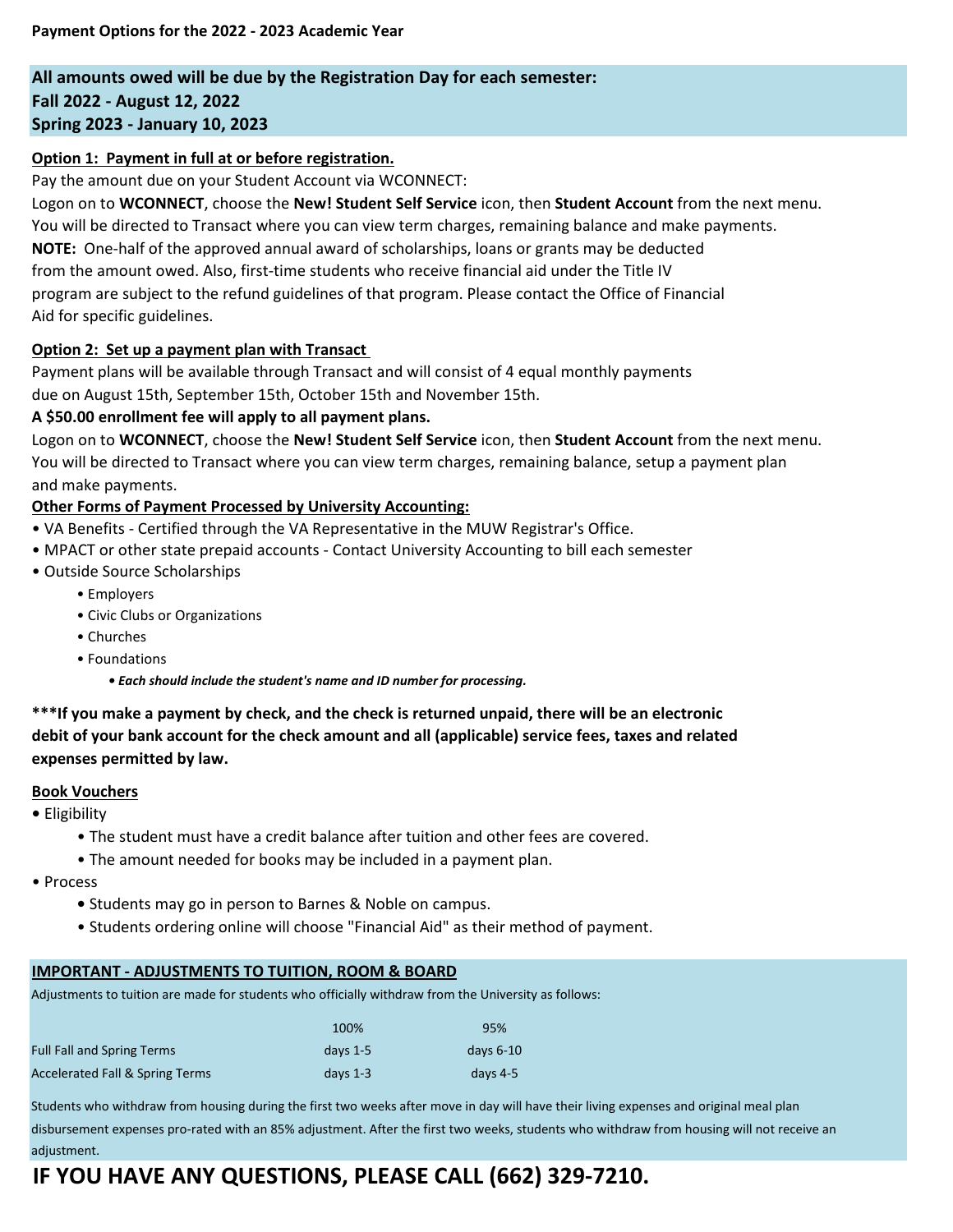**Payment Options for the 2022 - 2023 Academic Year**

**All amounts owed will be due by the Registration Day for each semester:**
**Fall 2022 - August 12, 2022**
**Spring 2023 - January 10, 2023**

**Option 1: Payment in full at or before registration.**

Pay the amount due on your Student Account via WCONNECT:
Logon on to **WCONNECT**, choose the **New! Student Self Service** icon, then **Student Account** from the next menu.
You will be directed to Transact where you can view term charges, remaining balance and make payments.
**NOTE:** One-half of the approved annual award of scholarships, loans or grants may be deducted from the amount owed. Also, first-time students who receive financial aid under the Title IV program are subject to the refund guidelines of that program. Please contact the Office of Financial Aid for specific guidelines.

**Option 2: Set up a payment plan with Transact**

Payment plans will be available through Transact and will consist of 4 equal monthly payments due on August 15th, September 15th, October 15th and November 15th.
**A $50.00 enrollment fee will apply to all payment plans.**
Logon on to **WCONNECT**, choose the **New! Student Self Service** icon, then **Student Account** from the next menu.
You will be directed to Transact where you can view term charges, remaining balance, setup a payment plan and make payments.

**Other Forms of Payment Processed by University Accounting:**

- VA Benefits - Certified through the VA Representative in the MUW Registrar's Office.
- MPACT or other state prepaid accounts - Contact University Accounting to bill each semester
- Outside Source Scholarships
  - Employers
  - Civic Clubs or Organizations
  - Churches
  - Foundations
    - ***Each should include the student's name and ID number for processing.***

**\*\*\*If you make a payment by check, and the check is returned unpaid, there will be an electronic debit of your bank account for the check amount and all (applicable) service fees, taxes and related expenses permitted by law.**

**Book Vouchers**

- Eligibility
  - The student must have a credit balance after tuition and other fees are covered.
  - The amount needed for books may be included in a payment plan.
- Process
  - Students may go in person to Barnes & Noble on campus.
  - Students ordering online will choose "Financial Aid" as their method of payment.

**IMPORTANT - ADJUSTMENTS TO TUITION, ROOM & BOARD**

Adjustments to tuition are made for students who officially withdraw from the University as follows:

| | 100% | 95% |
|---|---|---|
| Full Fall and Spring Terms | days 1-5 | days 6-10 |
| Accelerated Fall & Spring Terms | days 1-3 | days 4-5 |

Students who withdraw from housing during the first two weeks after move in day will have their living expenses and original meal plan disbursement expenses pro-rated with an 85% adjustment. After the first two weeks, students who withdraw from housing will not receive an adjustment.

# IF YOU HAVE ANY QUESTIONS, PLEASE CALL (662) 329-7210.